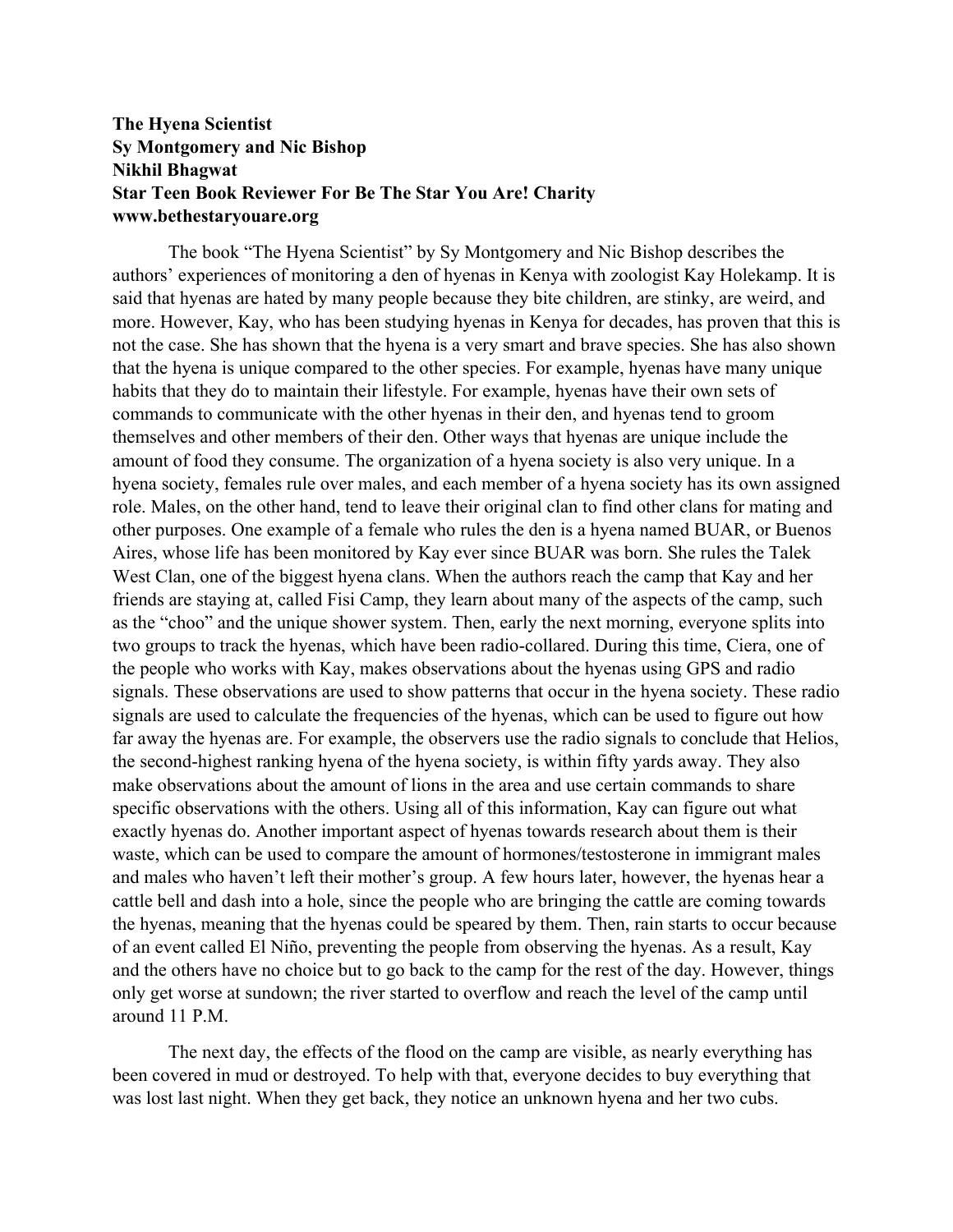**The Hyena Scientist**
**Sy Montgomery and Nic Bishop**
**Nikhil Bhagwat**
**Star Teen Book Reviewer For Be The Star You Are! Charity**
**www.bethestaryouare.org**

The book "The Hyena Scientist" by Sy Montgomery and Nic Bishop describes the authors' experiences of monitoring a den of hyenas in Kenya with zoologist Kay Holekamp. It is said that hyenas are hated by many people because they bite children, are stinky, are weird, and more. However, Kay, who has been studying hyenas in Kenya for decades, has proven that this is not the case. She has shown that the hyena is a very smart and brave species. She has also shown that the hyena is unique compared to the other species. For example, hyenas have many unique habits that they do to maintain their lifestyle. For example, hyenas have their own sets of commands to communicate with the other hyenas in their den, and hyenas tend to groom themselves and other members of their den. Other ways that hyenas are unique include the amount of food they consume. The organization of a hyena society is also very unique. In a hyena society, females rule over males, and each member of a hyena society has its own assigned role. Males, on the other hand, tend to leave their original clan to find other clans for mating and other purposes. One example of a female who rules the den is a hyena named BUAR, or Buenos Aires, whose life has been monitored by Kay ever since BUAR was born. She rules the Talek West Clan, one of the biggest hyena clans. When the authors reach the camp that Kay and her friends are staying at, called Fisi Camp, they learn about many of the aspects of the camp, such as the "choo" and the unique shower system. Then, early the next morning, everyone splits into two groups to track the hyenas, which have been radio-collared. During this time, Ciera, one of the people who works with Kay, makes observations about the hyenas using GPS and radio signals. These observations are used to show patterns that occur in the hyena society. These radio signals are used to calculate the frequencies of the hyenas, which can be used to figure out how far away the hyenas are. For example, the observers use the radio signals to conclude that Helios, the second-highest ranking hyena of the hyena society, is within fifty yards away. They also make observations about the amount of lions in the area and use certain commands to share specific observations with the others. Using all of this information, Kay can figure out what exactly hyenas do. Another important aspect of hyenas towards research about them is their waste, which can be used to compare the amount of hormones/testosterone in immigrant males and males who haven't left their mother's group. A few hours later, however, the hyenas hear a cattle bell and dash into a hole, since the people who are bringing the cattle are coming towards the hyenas, meaning that the hyenas could be speared by them. Then, rain starts to occur because of an event called El Niño, preventing the people from observing the hyenas. As a result, Kay and the others have no choice but to go back to the camp for the rest of the day. However, things only get worse at sundown; the river started to overflow and reach the level of the camp until around 11 P.M.

The next day, the effects of the flood on the camp are visible, as nearly everything has been covered in mud or destroyed. To help with that, everyone decides to buy everything that was lost last night. When they get back, they notice an unknown hyena and her two cubs.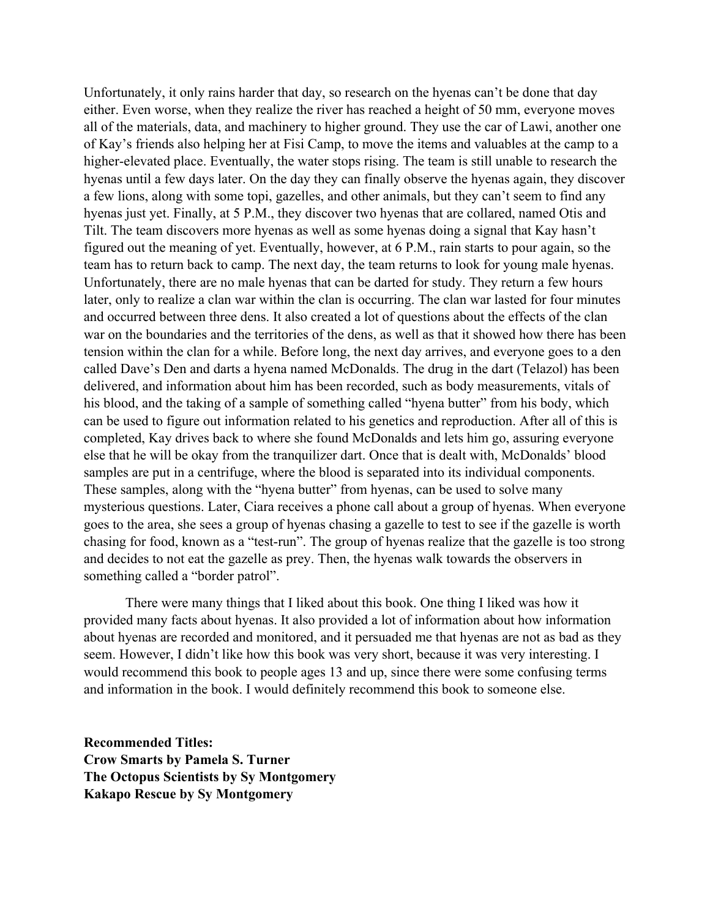Unfortunately, it only rains harder that day, so research on the hyenas can't be done that day either. Even worse, when they realize the river has reached a height of 50 mm, everyone moves all of the materials, data, and machinery to higher ground. They use the car of Lawi, another one of Kay's friends also helping her at Fisi Camp, to move the items and valuables at the camp to a higher-elevated place. Eventually, the water stops rising. The team is still unable to research the hyenas until a few days later. On the day they can finally observe the hyenas again, they discover a few lions, along with some topi, gazelles, and other animals, but they can't seem to find any hyenas just yet. Finally, at 5 P.M., they discover two hyenas that are collared, named Otis and Tilt. The team discovers more hyenas as well as some hyenas doing a signal that Kay hasn't figured out the meaning of yet. Eventually, however, at 6 P.M., rain starts to pour again, so the team has to return back to camp. The next day, the team returns to look for young male hyenas. Unfortunately, there are no male hyenas that can be darted for study. They return a few hours later, only to realize a clan war within the clan is occurring. The clan war lasted for four minutes and occurred between three dens. It also created a lot of questions about the effects of the clan war on the boundaries and the territories of the dens, as well as that it showed how there has been tension within the clan for a while. Before long, the next day arrives, and everyone goes to a den called Dave's Den and darts a hyena named McDonalds. The drug in the dart (Telazol) has been delivered, and information about him has been recorded, such as body measurements, vitals of his blood, and the taking of a sample of something called "hyena butter" from his body, which can be used to figure out information related to his genetics and reproduction. After all of this is completed, Kay drives back to where she found McDonalds and lets him go, assuring everyone else that he will be okay from the tranquilizer dart. Once that is dealt with, McDonalds' blood samples are put in a centrifuge, where the blood is separated into its individual components. These samples, along with the "hyena butter" from hyenas, can be used to solve many mysterious questions. Later, Ciara receives a phone call about a group of hyenas. When everyone goes to the area, she sees a group of hyenas chasing a gazelle to test to see if the gazelle is worth chasing for food, known as a "test-run". The group of hyenas realize that the gazelle is too strong and decides to not eat the gazelle as prey. Then, the hyenas walk towards the observers in something called a "border patrol".

There were many things that I liked about this book. One thing I liked was how it provided many facts about hyenas. It also provided a lot of information about how information about hyenas are recorded and monitored, and it persuaded me that hyenas are not as bad as they seem. However, I didn't like how this book was very short, because it was very interesting. I would recommend this book to people ages 13 and up, since there were some confusing terms and information in the book. I would definitely recommend this book to someone else.

**Recommended Titles:**
**Crow Smarts by Pamela S. Turner**
**The Octopus Scientists by Sy Montgomery**
**Kakapo Rescue by Sy Montgomery**